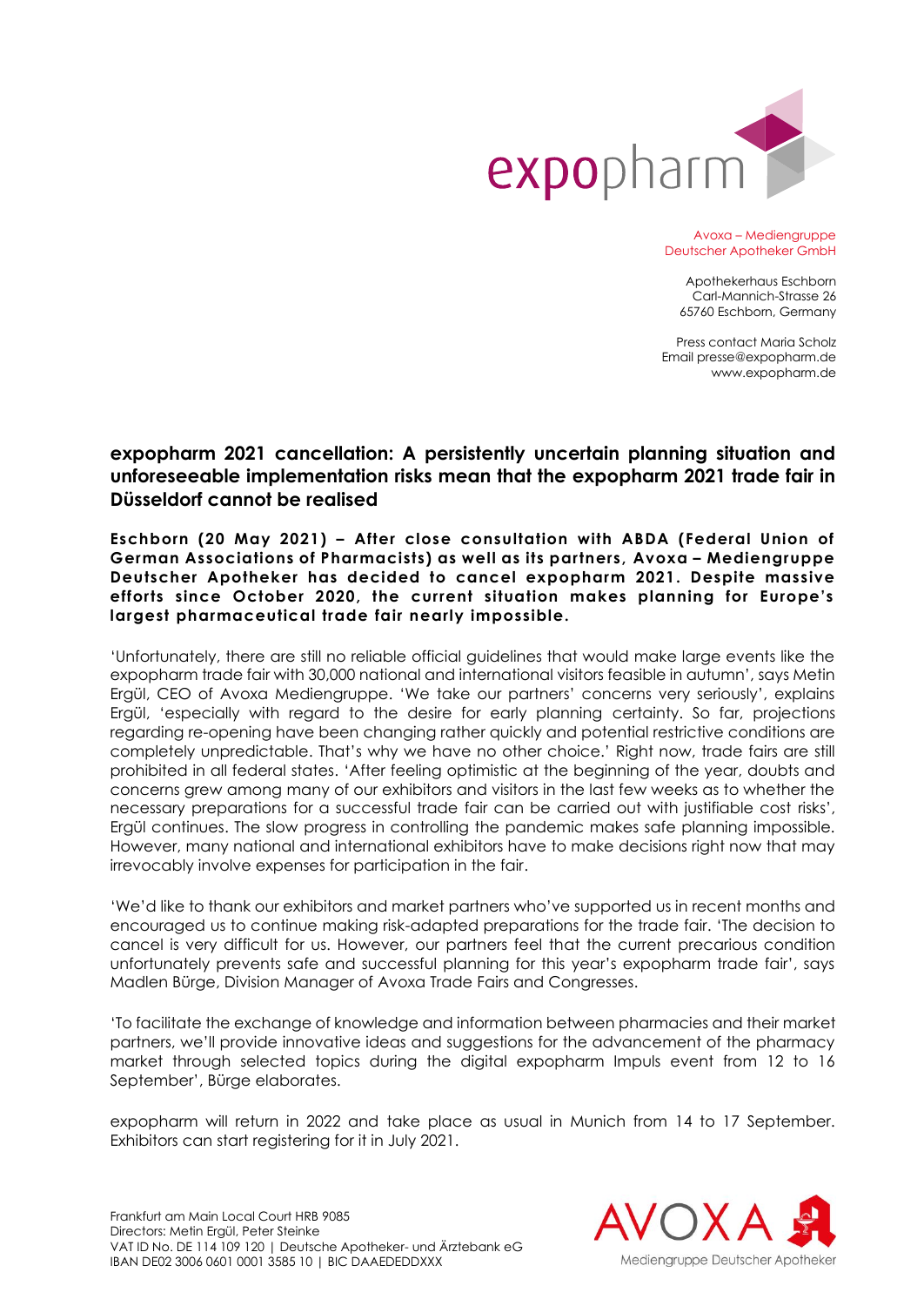Avoxa – Mediengruppe
Deutscher Apotheker GmbH

Apothekerhaus Eschborn
Carl-Mannich-Strasse 26
65760 Eschborn, Germany

Press contact Maria Scholz
Email presse@expopharm.de
www.expopharm.de

## expopharm 2021 cancellation: A persistently uncertain planning situation and unforeseeable implementation risks mean that the expopharm 2021 trade fair in Düsseldorf cannot be realised

**Eschborn (20 May 2021) – After close consultation with ABDA (Federal Union of German Associations of Pharmacists) as well as its partners, Avoxa – Mediengruppe Deutscher Apotheker has decided to cancel expopharm 2021. Despite massive efforts since October 2020, the current situation makes planning for Europe's largest pharmaceutical trade fair nearly impossible.**

'Unfortunately, there are still no reliable official guidelines that would make large events like the expopharm trade fair with 30,000 national and international visitors feasible in autumn', says Metin Ergül, CEO of Avoxa Mediengruppe. 'We take our partners' concerns very seriously', explains Ergül, 'especially with regard to the desire for early planning certainty. So far, projections regarding re-opening have been changing rather quickly and potential restrictive conditions are completely unpredictable. That's why we have no other choice.' Right now, trade fairs are still prohibited in all federal states. 'After feeling optimistic at the beginning of the year, doubts and concerns grew among many of our exhibitors and visitors in the last few weeks as to whether the necessary preparations for a successful trade fair can be carried out with justifiable cost risks', Ergül continues. The slow progress in controlling the pandemic makes safe planning impossible. However, many national and international exhibitors have to make decisions right now that may irrevocably involve expenses for participation in the fair.

'We'd like to thank our exhibitors and market partners who've supported us in recent months and encouraged us to continue making risk-adapted preparations for the trade fair. 'The decision to cancel is very difficult for us. However, our partners feel that the current precarious condition unfortunately prevents safe and successful planning for this year's expopharm trade fair', says Madlen Bürge, Division Manager of Avoxa Trade Fairs and Congresses.

'To facilitate the exchange of knowledge and information between pharmacies and their market partners, we'll provide innovative ideas and suggestions for the advancement of the pharmacy market through selected topics during the digital expopharm Impuls event from 12 to 16 September', Bürge elaborates.

expopharm will return in 2022 and take place as usual in Munich from 14 to 17 September. Exhibitors can start registering for it in July 2021.

Frankfurt am Main Local Court HRB 9085
Directors: Metin Ergül, Peter Steinke
VAT ID No. DE 114 109 120 | Deutsche Apotheker- und Ärztebank eG
IBAN DE02 3006 0601 0001 3585 10 | BIC DAAEDEDDXXX

AVOXA
Mediengruppe Deutscher Apotheker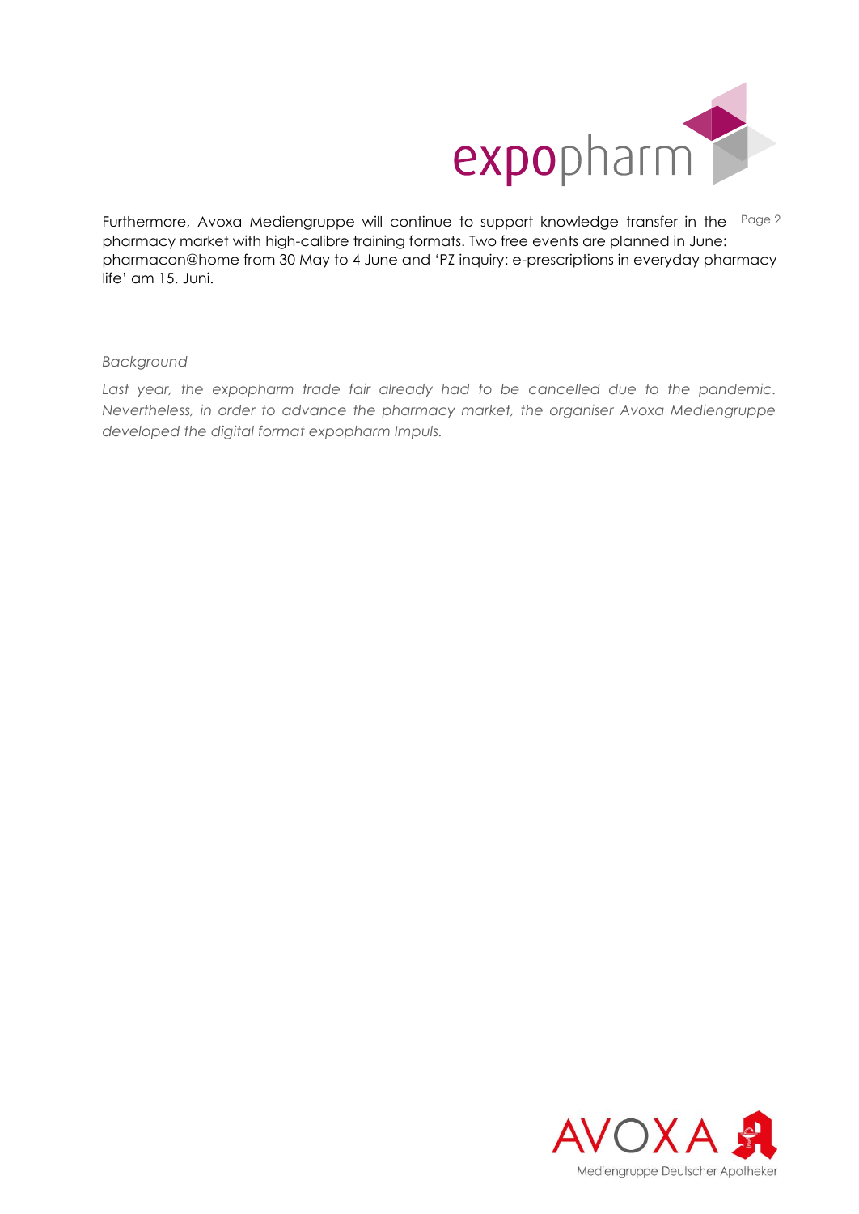Furthermore, Avoxa Mediengruppe will continue to support knowledge transfer in the pharmacy market with high-calibre training formats. Two free events are planned in June: pharmacon@home from 30 May to 4 June and 'PZ inquiry: e-prescriptions in everyday pharmacy life' am 15. Juni.

*Background*

*Last year, the expopharm trade fair already had to be cancelled due to the pandemic. Nevertheless, in order to advance the pharmacy market, the organiser Avoxa Mediengruppe developed the digital format expopharm Impuls.*